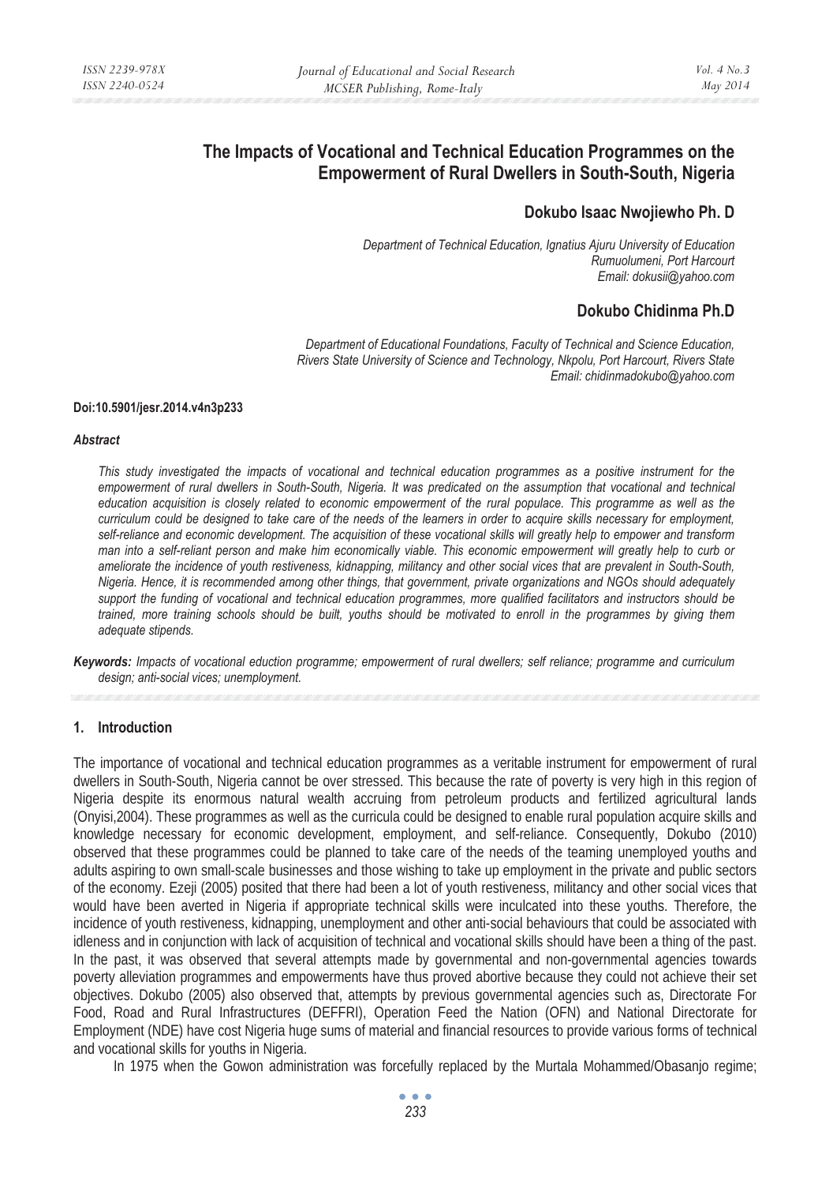# The Impacts of Vocational and Technical Education Programmes on the Empowerment of Rural Dwellers in South-South, Nigeria

## Dokubo Isaac Nwojiewho Ph. D

*Department of Technical Education, Ignatius Ajuru University of Education Rumuolumeni, Port Harcourt*
*Email: dokusii@yahoo.com*

## Dokubo Chidinma Ph.D

*Department of Educational Foundations, Faculty of Technical and Science Education, Rivers State University of Science and Technology, Nkpolu, Port Harcourt, Rivers State*
*Email: chidinmadokubo@yahoo.com*

**Doi:10.5901/jesr.2014.v4n3p233**

***Abstract***

*This study investigated the impacts of vocational and technical education programmes as a positive instrument for the empowerment of rural dwellers in South-South, Nigeria. It was predicated on the assumption that vocational and technical education acquisition is closely related to economic empowerment of the rural populace. This programme as well as the curriculum could be designed to take care of the needs of the learners in order to acquire skills necessary for employment, self-reliance and economic development. The acquisition of these vocational skills will greatly help to empower and transform man into a self-reliant person and make him economically viable. This economic empowerment will greatly help to curb or ameliorate the incidence of youth restiveness, kidnapping, militancy and other social vices that are prevalent in South-South, Nigeria. Hence, it is recommended among other things, that government, private organizations and NGOs should adequately support the funding of vocational and technical education programmes, more qualified facilitators and instructors should be trained, more training schools should be built, youths should be motivated to enroll in the programmes by giving them adequate stipends.*

***Keywords:*** *Impacts of vocational eduction programme; empowerment of rural dwellers; self reliance; programme and curriculum design; anti-social vices; unemployment.*

## 1. Introduction

The importance of vocational and technical education programmes as a veritable instrument for empowerment of rural dwellers in South-South, Nigeria cannot be over stressed. This because the rate of poverty is very high in this region of Nigeria despite its enormous natural wealth accruing from petroleum products and fertilized agricultural lands (Onyisi,2004). These programmes as well as the curricula could be designed to enable rural population acquire skills and knowledge necessary for economic development, employment, and self-reliance. Consequently, Dokubo (2010) observed that these programmes could be planned to take care of the needs of the teaming unemployed youths and adults aspiring to own small-scale businesses and those wishing to take up employment in the private and public sectors of the economy. Ezeji (2005) posited that there had been a lot of youth restiveness, militancy and other social vices that would have been averted in Nigeria if appropriate technical skills were inculcated into these youths. Therefore, the incidence of youth restiveness, kidnapping, unemployment and other anti-social behaviours that could be associated with idleness and in conjunction with lack of acquisition of technical and vocational skills should have been a thing of the past. In the past, it was observed that several attempts made by governmental and non-governmental agencies towards poverty alleviation programmes and empowerments have thus proved abortive because they could not achieve their set objectives. Dokubo (2005) also observed that, attempts by previous governmental agencies such as, Directorate For Food, Road and Rural Infrastructures (DEFFRI), Operation Feed the Nation (OFN) and National Directorate for Employment (NDE) have cost Nigeria huge sums of material and financial resources to provide various forms of technical and vocational skills for youths in Nigeria.

In 1975 when the Gowon administration was forcefully replaced by the Murtala Mohammed/Obasanjo regime;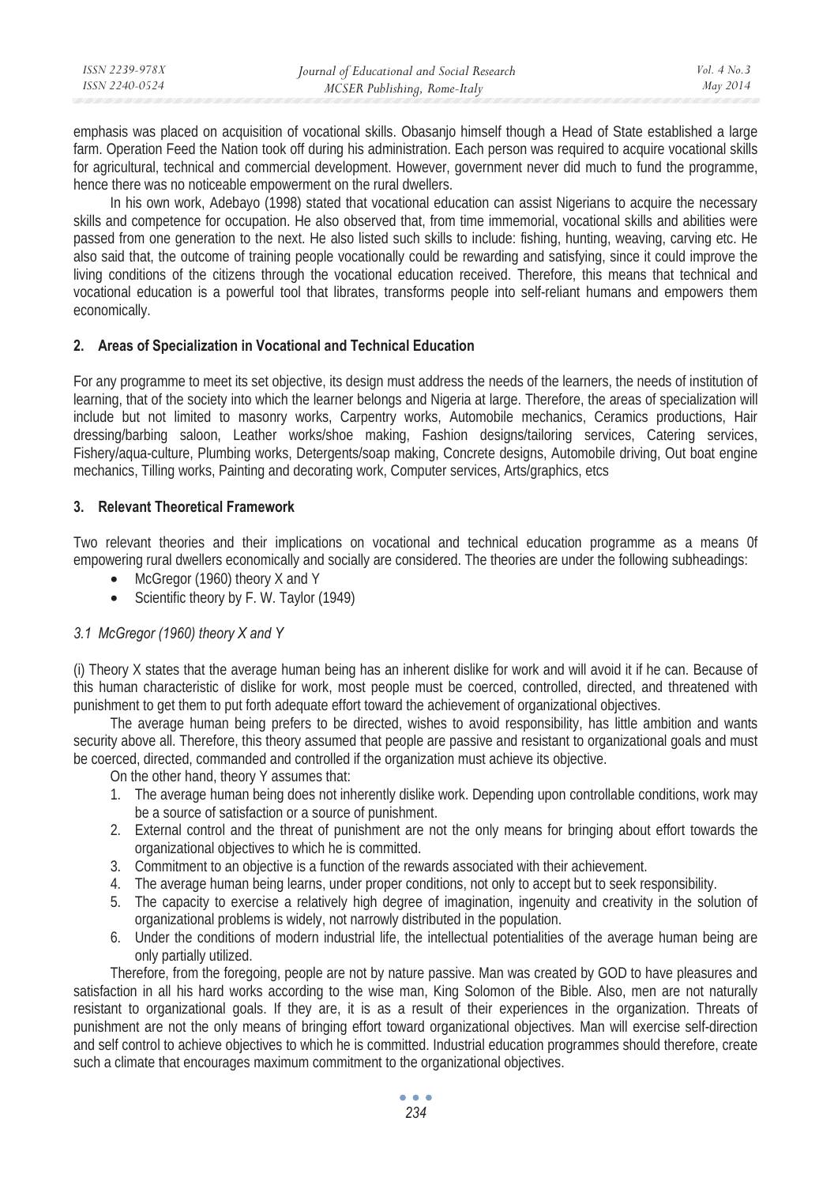emphasis was placed on acquisition of vocational skills. Obasanjo himself though a Head of State established a large farm. Operation Feed the Nation took off during his administration. Each person was required to acquire vocational skills for agricultural, technical and commercial development. However, government never did much to fund the programme, hence there was no noticeable empowerment on the rural dwellers.

In his own work, Adebayo (1998) stated that vocational education can assist Nigerians to acquire the necessary skills and competence for occupation. He also observed that, from time immemorial, vocational skills and abilities were passed from one generation to the next. He also listed such skills to include: fishing, hunting, weaving, carving etc. He also said that, the outcome of training people vocationally could be rewarding and satisfying, since it could improve the living conditions of the citizens through the vocational education received. Therefore, this means that technical and vocational education is a powerful tool that librates, transforms people into self-reliant humans and empowers them economically.

## 2. Areas of Specialization in Vocational and Technical Education

For any programme to meet its set objective, its design must address the needs of the learners, the needs of institution of learning, that of the society into which the learner belongs and Nigeria at large. Therefore, the areas of specialization will include but not limited to masonry works, Carpentry works, Automobile mechanics, Ceramics productions, Hair dressing/barbing saloon, Leather works/shoe making, Fashion designs/tailoring services, Catering services, Fishery/aqua-culture, Plumbing works, Detergents/soap making, Concrete designs, Automobile driving, Out boat engine mechanics, Tilling works, Painting and decorating work, Computer services, Arts/graphics, etcs

## 3. Relevant Theoretical Framework

Two relevant theories and their implications on vocational and technical education programme as a means 0f empowering rural dwellers economically and socially are considered. The theories are under the following subheadings:

- McGregor (1960) theory X and Y
- Scientific theory by F. W. Taylor (1949)

### *3.1 McGregor (1960) theory X and Y*

(i) Theory X states that the average human being has an inherent dislike for work and will avoid it if he can. Because of this human characteristic of dislike for work, most people must be coerced, controlled, directed, and threatened with punishment to get them to put forth adequate effort toward the achievement of organizational objectives.

The average human being prefers to be directed, wishes to avoid responsibility, has little ambition and wants security above all. Therefore, this theory assumed that people are passive and resistant to organizational goals and must be coerced, directed, commanded and controlled if the organization must achieve its objective.

On the other hand, theory Y assumes that:

1. The average human being does not inherently dislike work. Depending upon controllable conditions, work may be a source of satisfaction or a source of punishment.
2. External control and the threat of punishment are not the only means for bringing about effort towards the organizational objectives to which he is committed.
3. Commitment to an objective is a function of the rewards associated with their achievement.
4. The average human being learns, under proper conditions, not only to accept but to seek responsibility.
5. The capacity to exercise a relatively high degree of imagination, ingenuity and creativity in the solution of organizational problems is widely, not narrowly distributed in the population.
6. Under the conditions of modern industrial life, the intellectual potentialities of the average human being are only partially utilized.

Therefore, from the foregoing, people are not by nature passive. Man was created by GOD to have pleasures and satisfaction in all his hard works according to the wise man, King Solomon of the Bible. Also, men are not naturally resistant to organizational goals. If they are, it is as a result of their experiences in the organization. Threats of punishment are not the only means of bringing effort toward organizational objectives. Man will exercise self-direction and self control to achieve objectives to which he is committed. Industrial education programmes should therefore, create such a climate that encourages maximum commitment to the organizational objectives.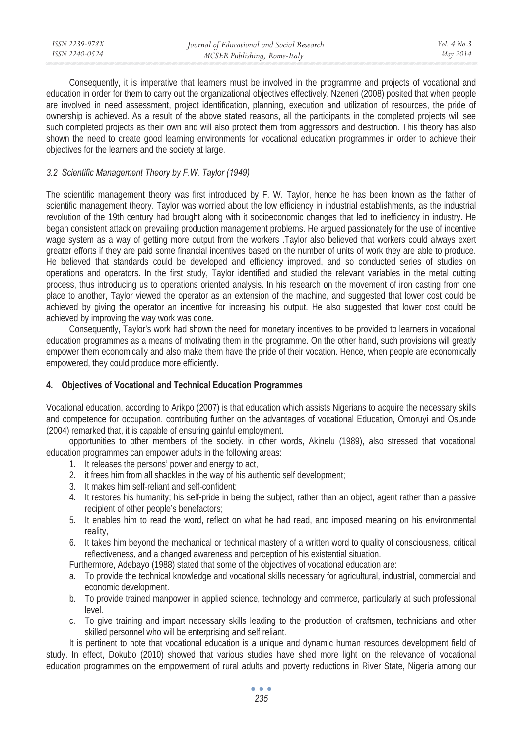Consequently, it is imperative that learners must be involved in the programme and projects of vocational and education in order for them to carry out the organizational objectives effectively. Nzeneri (2008) posited that when people are involved in need assessment, project identification, planning, execution and utilization of resources, the pride of ownership is achieved. As a result of the above stated reasons, all the participants in the completed projects will see such completed projects as their own and will also protect them from aggressors and destruction. This theory has also shown the need to create good learning environments for vocational education programmes in order to achieve their objectives for the learners and the society at large.

### *3.2 Scientific Management Theory by F.W. Taylor (1949)*

The scientific management theory was first introduced by F. W. Taylor, hence he has been known as the father of scientific management theory. Taylor was worried about the low efficiency in industrial establishments, as the industrial revolution of the 19th century had brought along with it socioeconomic changes that led to inefficiency in industry. He began consistent attack on prevailing production management problems. He argued passionately for the use of incentive wage system as a way of getting more output from the workers .Taylor also believed that workers could always exert greater efforts if they are paid some financial incentives based on the number of units of work they are able to produce. He believed that standards could be developed and efficiency improved, and so conducted series of studies on operations and operators. In the first study, Taylor identified and studied the relevant variables in the metal cutting process, thus introducing us to operations oriented analysis. In his research on the movement of iron casting from one place to another, Taylor viewed the operator as an extension of the machine, and suggested that lower cost could be achieved by giving the operator an incentive for increasing his output. He also suggested that lower cost could be achieved by improving the way work was done.

Consequently, Taylor's work had shown the need for monetary incentives to be provided to learners in vocational education programmes as a means of motivating them in the programme. On the other hand, such provisions will greatly empower them economically and also make them have the pride of their vocation. Hence, when people are economically empowered, they could produce more efficiently.

## 4. Objectives of Vocational and Technical Education Programmes

Vocational education, according to Arikpo (2007) is that education which assists Nigerians to acquire the necessary skills and competence for occupation. contributing further on the advantages of vocational Education, Omoruyi and Osunde (2004) remarked that, it is capable of ensuring gainful employment.

opportunities to other members of the society. in other words, Akinelu (1989), also stressed that vocational education programmes can empower adults in the following areas:

1. It releases the persons' power and energy to act,
2. it frees him from all shackles in the way of his authentic self development;
3. It makes him self-reliant and self-confident;
4. It restores his humanity; his self-pride in being the subject, rather than an object, agent rather than a passive recipient of other people's benefactors;
5. It enables him to read the word, reflect on what he had read, and imposed meaning on his environmental reality,
6. It takes him beyond the mechanical or technical mastery of a written word to quality of consciousness, critical reflectiveness, and a changed awareness and perception of his existential situation.

Furthermore, Adebayo (1988) stated that some of the objectives of vocational education are:

a. To provide the technical knowledge and vocational skills necessary for agricultural, industrial, commercial and economic development.
b. To provide trained manpower in applied science, technology and commerce, particularly at such professional level.
c. To give training and impart necessary skills leading to the production of craftsmen, technicians and other skilled personnel who will be enterprising and self reliant.

It is pertinent to note that vocational education is a unique and dynamic human resources development field of study. In effect, Dokubo (2010) showed that various studies have shed more light on the relevance of vocational education programmes on the empowerment of rural adults and poverty reductions in River State, Nigeria among our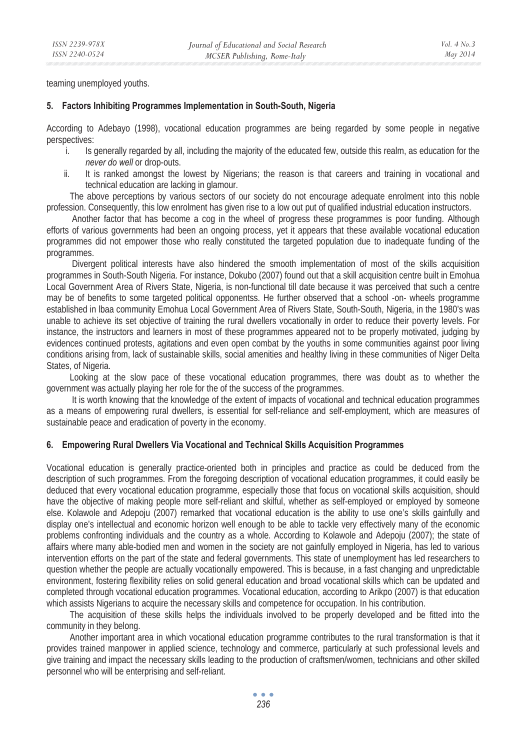teaming unemployed youths.

## 5. Factors Inhibiting Programmes Implementation in South-South, Nigeria

According to Adebayo (1998), vocational education programmes are being regarded by some people in negative perspectives:

i. Is generally regarded by all, including the majority of the educated few, outside this realm, as education for the *never do well* or drop-outs.
ii. It is ranked amongst the lowest by Nigerians; the reason is that careers and training in vocational and technical education are lacking in glamour.

The above perceptions by various sectors of our society do not encourage adequate enrolment into this noble profession. Consequently, this low enrolment has given rise to a low out put of qualified industrial education instructors.

Another factor that has become a cog in the wheel of progress these programmes is poor funding. Although efforts of various governments had been an ongoing process, yet it appears that these available vocational education programmes did not empower those who really constituted the targeted population due to inadequate funding of the programmes.

Divergent political interests have also hindered the smooth implementation of most of the skills acquisition programmes in South-South Nigeria. For instance, Dokubo (2007) found out that a skill acquisition centre built in Emohua Local Government Area of Rivers State, Nigeria, is non-functional till date because it was perceived that such a centre may be of benefits to some targeted political opponentss. He further observed that a school -on- wheels programme established in lbaa community Emohua Local Government Area of Rivers State, South-South, Nigeria, in the 1980's was unable to achieve its set objective of training the rural dwellers vocationally in order to reduce their poverty levels. For instance, the instructors and learners in most of these programmes appeared not to be properly motivated, judging by evidences continued protests, agitations and even open combat by the youths in some communities against poor living conditions arising from, lack of sustainable skills, social amenities and healthy living in these communities of Niger Delta States, of Nigeria.

Looking at the slow pace of these vocational education programmes, there was doubt as to whether the government was actually playing her role for the of the success of the programmes.

It is worth knowing that the knowledge of the extent of impacts of vocational and technical education programmes as a means of empowering rural dwellers, is essential for self-reliance and self-employment, which are measures of sustainable peace and eradication of poverty in the economy.

## 6. Empowering Rural Dwellers Via Vocational and Technical Skills Acquisition Programmes

Vocational education is generally practice-oriented both in principles and practice as could be deduced from the description of such programmes. From the foregoing description of vocational education programmes, it could easily be deduced that every vocational education programme, especially those that focus on vocational skills acquisition, should have the objective of making people more self-reliant and skilful, whether as self-employed or employed by someone else. Kolawole and Adepoju (2007) remarked that vocational education is the ability to use one's skills gainfully and display one's intellectual and economic horizon well enough to be able to tackle very effectively many of the economic problems confronting individuals and the country as a whole. According to Kolawole and Adepoju (2007); the state of affairs where many able-bodied men and women in the society are not gainfully employed in Nigeria, has led to various intervention efforts on the part of the state and federal governments. This state of unemployment has led researchers to question whether the people are actually vocationally empowered. This is because, in a fast changing and unpredictable environment, fostering flexibility relies on solid general education and broad vocational skills which can be updated and completed through vocational education programmes. Vocational education, according to Arikpo (2007) is that education which assists Nigerians to acquire the necessary skills and competence for occupation. In his contribution.

The acquisition of these skills helps the individuals involved to be properly developed and be fitted into the community in they belong.

Another important area in which vocational education programme contributes to the rural transformation is that it provides trained manpower in applied science, technology and commerce, particularly at such professional levels and give training and impact the necessary skills leading to the production of craftsmen/women, technicians and other skilled personnel who will be enterprising and self-reliant.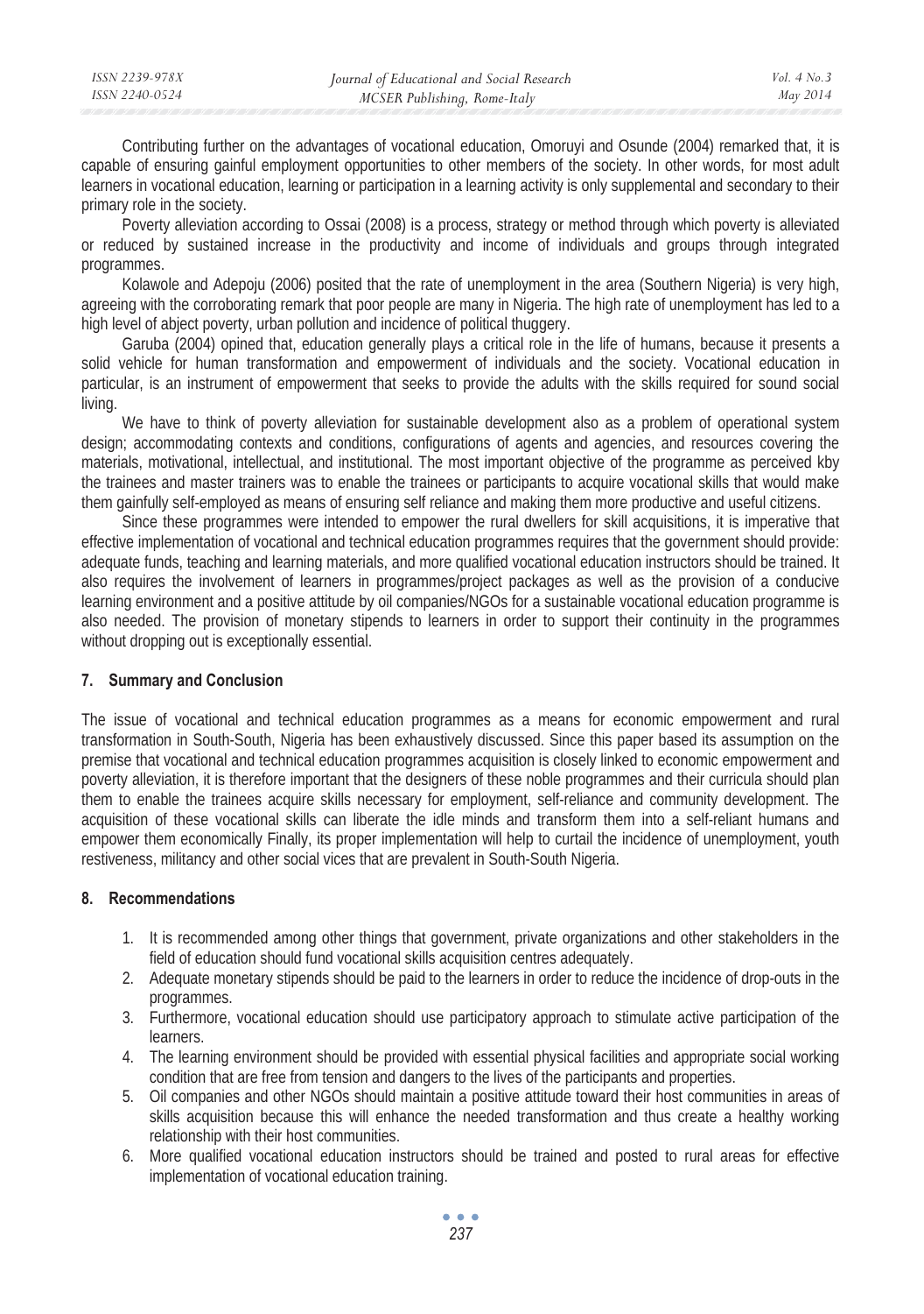Contributing further on the advantages of vocational education, Omoruyi and Osunde (2004) remarked that, it is capable of ensuring gainful employment opportunities to other members of the society. In other words, for most adult learners in vocational education, learning or participation in a learning activity is only supplemental and secondary to their primary role in the society.

Poverty alleviation according to Ossai (2008) is a process, strategy or method through which poverty is alleviated or reduced by sustained increase in the productivity and income of individuals and groups through integrated programmes.

Kolawole and Adepoju (2006) posited that the rate of unemployment in the area (Southern Nigeria) is very high, agreeing with the corroborating remark that poor people are many in Nigeria. The high rate of unemployment has led to a high level of abject poverty, urban pollution and incidence of political thuggery.

Garuba (2004) opined that, education generally plays a critical role in the life of humans, because it presents a solid vehicle for human transformation and empowerment of individuals and the society. Vocational education in particular, is an instrument of empowerment that seeks to provide the adults with the skills required for sound social living.

We have to think of poverty alleviation for sustainable development also as a problem of operational system design; accommodating contexts and conditions, configurations of agents and agencies, and resources covering the materials, motivational, intellectual, and institutional. The most important objective of the programme as perceived kby the trainees and master trainers was to enable the trainees or participants to acquire vocational skills that would make them gainfully self-employed as means of ensuring self reliance and making them more productive and useful citizens.

Since these programmes were intended to empower the rural dwellers for skill acquisitions, it is imperative that effective implementation of vocational and technical education programmes requires that the government should provide: adequate funds, teaching and learning materials, and more qualified vocational education instructors should be trained. It also requires the involvement of learners in programmes/project packages as well as the provision of a conducive learning environment and a positive attitude by oil companies/NGOs for a sustainable vocational education programme is also needed. The provision of monetary stipends to learners in order to support their continuity in the programmes without dropping out is exceptionally essential.

## 7. Summary and Conclusion

The issue of vocational and technical education programmes as a means for economic empowerment and rural transformation in South-South, Nigeria has been exhaustively discussed. Since this paper based its assumption on the premise that vocational and technical education programmes acquisition is closely linked to economic empowerment and poverty alleviation, it is therefore important that the designers of these noble programmes and their curricula should plan them to enable the trainees acquire skills necessary for employment, self-reliance and community development. The acquisition of these vocational skills can liberate the idle minds and transform them into a self-reliant humans and empower them economically Finally, its proper implementation will help to curtail the incidence of unemployment, youth restiveness, militancy and other social vices that are prevalent in South-South Nigeria.

## 8. Recommendations

1. It is recommended among other things that government, private organizations and other stakeholders in the field of education should fund vocational skills acquisition centres adequately.
2. Adequate monetary stipends should be paid to the learners in order to reduce the incidence of drop-outs in the programmes.
3. Furthermore, vocational education should use participatory approach to stimulate active participation of the learners.
4. The learning environment should be provided with essential physical facilities and appropriate social working condition that are free from tension and dangers to the lives of the participants and properties.
5. Oil companies and other NGOs should maintain a positive attitude toward their host communities in areas of skills acquisition because this will enhance the needed transformation and thus create a healthy working relationship with their host communities.
6. More qualified vocational education instructors should be trained and posted to rural areas for effective implementation of vocational education training.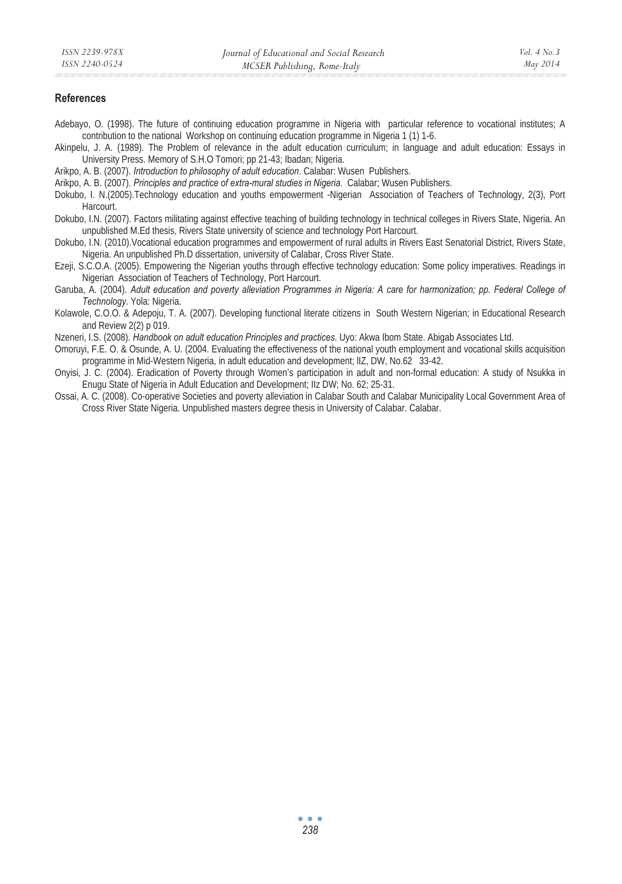## References

Adebayo, O. (1998). The future of continuing education programme in Nigeria with particular reference to vocational institutes; A contribution to the national Workshop on continuing education programme in Nigeria 1 (1) 1-6.

Akinpelu, J. A. (1989). The Problem of relevance in the adult education curriculum; in language and adult education: Essays in University Press. Memory of S.H.O Tomori; pp 21-43; Ibadan; Nigeria.

Arikpo, A. B. (2007). *Introduction to philosophy of adult education*. Calabar: Wusen Publishers.

Arikpo, A. B. (2007). *Principles and practice of extra-mural studies in Nigeria.* Calabar; Wusen Publishers.

Dokubo, I. N.(2005).Technology education and youths empowerment -Nigerian Association of Teachers of Technology, 2(3), Port Harcourt.

Dokubo, I.N. (2007). Factors militating against effective teaching of building technology in technical colleges in Rivers State, Nigeria. An unpublished M.Ed thesis, Rivers State university of science and technology Port Harcourt.

Dokubo, I.N. (2010).Vocational education programmes and empowerment of rural adults in Rivers East Senatorial District, Rivers State, Nigeria. An unpublished Ph.D dissertation, university of Calabar, Cross River State.

Ezeji, S.C.O.A. (2005). Empowering the Nigerian youths through effective technology education: Some policy imperatives. Readings in Nigerian Association of Teachers of Technology, Port Harcourt.

Garuba, A. (2004). *Adult education and poverty alleviation Programmes in Nigeria: A care for harmonization; pp. Federal College of Technology*. Yola: Nigeria.

Kolawole, C.O.O. & Adepoju, T. A. (2007). Developing functional literate citizens in South Western Nigerian; in Educational Research and Review 2(2) p 019.

Nzeneri, I.S. (2008). *Handbook on adult education Principles and practices*. Uyo: Akwa Ibom State. Abigab Associates Ltd.

Omoruyi, F.E. O. & Osunde, A. U. (2004. Evaluating the effectiveness of the national youth employment and vocational skills acquisition programme in Mid-Western Nigeria, in adult education and development; IIZ, DW, No.62 33-42.

Onyisi, J. C. (2004). Eradication of Poverty through Women's participation in adult and non-formal education: A study of Nsukka in Enugu State of Nigeria in Adult Education and Development; IIz DW; No. 62; 25-31.

Ossai, A. C. (2008). Co-operative Societies and poverty alleviation in Calabar South and Calabar Municipality Local Government Area of Cross River State Nigeria. Unpublished masters degree thesis in University of Calabar. Calabar.